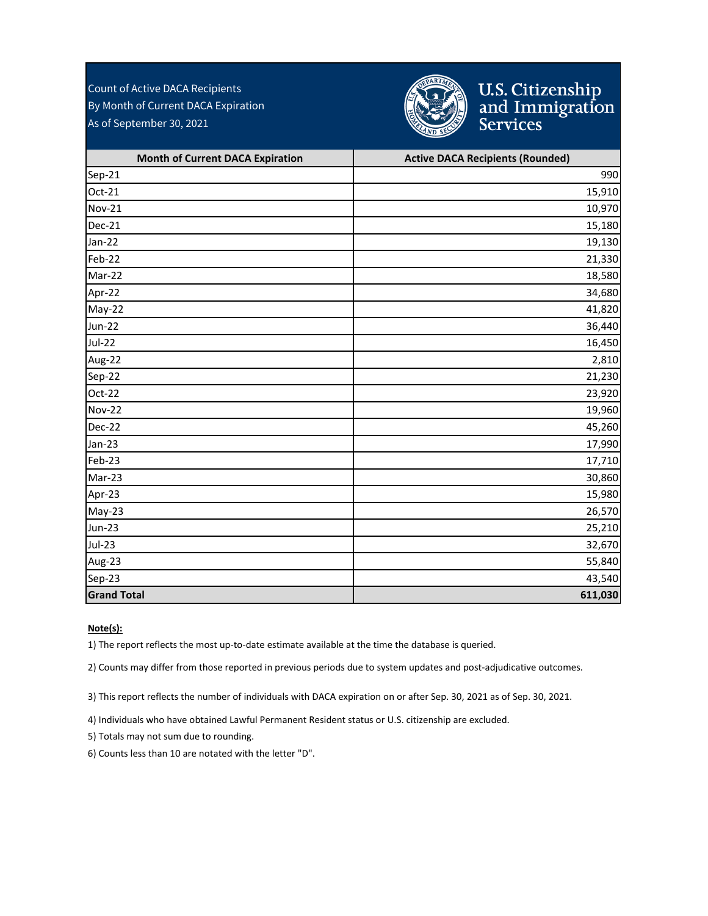Count of Active DACA Recipients
By Month of Current DACA Expiration
As of September 30, 2021

U.S. Citizenship and Immigration Services

| Month of Current DACA Expiration | Active DACA Recipients (Rounded) |
|---|---|
| Sep-21 | 990 |
| Oct-21 | 15,910 |
| Nov-21 | 10,970 |
| Dec-21 | 15,180 |
| Jan-22 | 19,130 |
| Feb-22 | 21,330 |
| Mar-22 | 18,580 |
| Apr-22 | 34,680 |
| May-22 | 41,820 |
| Jun-22 | 36,440 |
| Jul-22 | 16,450 |
| Aug-22 | 2,810 |
| Sep-22 | 21,230 |
| Oct-22 | 23,920 |
| Nov-22 | 19,960 |
| Dec-22 | 45,260 |
| Jan-23 | 17,990 |
| Feb-23 | 17,710 |
| Mar-23 | 30,860 |
| Apr-23 | 15,980 |
| May-23 | 26,570 |
| Jun-23 | 25,210 |
| Jul-23 | 32,670 |
| Aug-23 | 55,840 |
| Sep-23 | 43,540 |
| **Grand Total** | **611,030** |

**Note(s):**

1) The report reflects the most up-to-date estimate available at the time the database is queried.

2) Counts may differ from those reported in previous periods due to system updates and post-adjudicative outcomes.

3) This report reflects the number of individuals with DACA expiration on or after Sep. 30, 2021 as of Sep. 30, 2021.

4) Individuals who have obtained Lawful Permanent Resident status or U.S. citizenship are excluded.

5) Totals may not sum due to rounding.

6) Counts less than 10 are notated with the letter "D".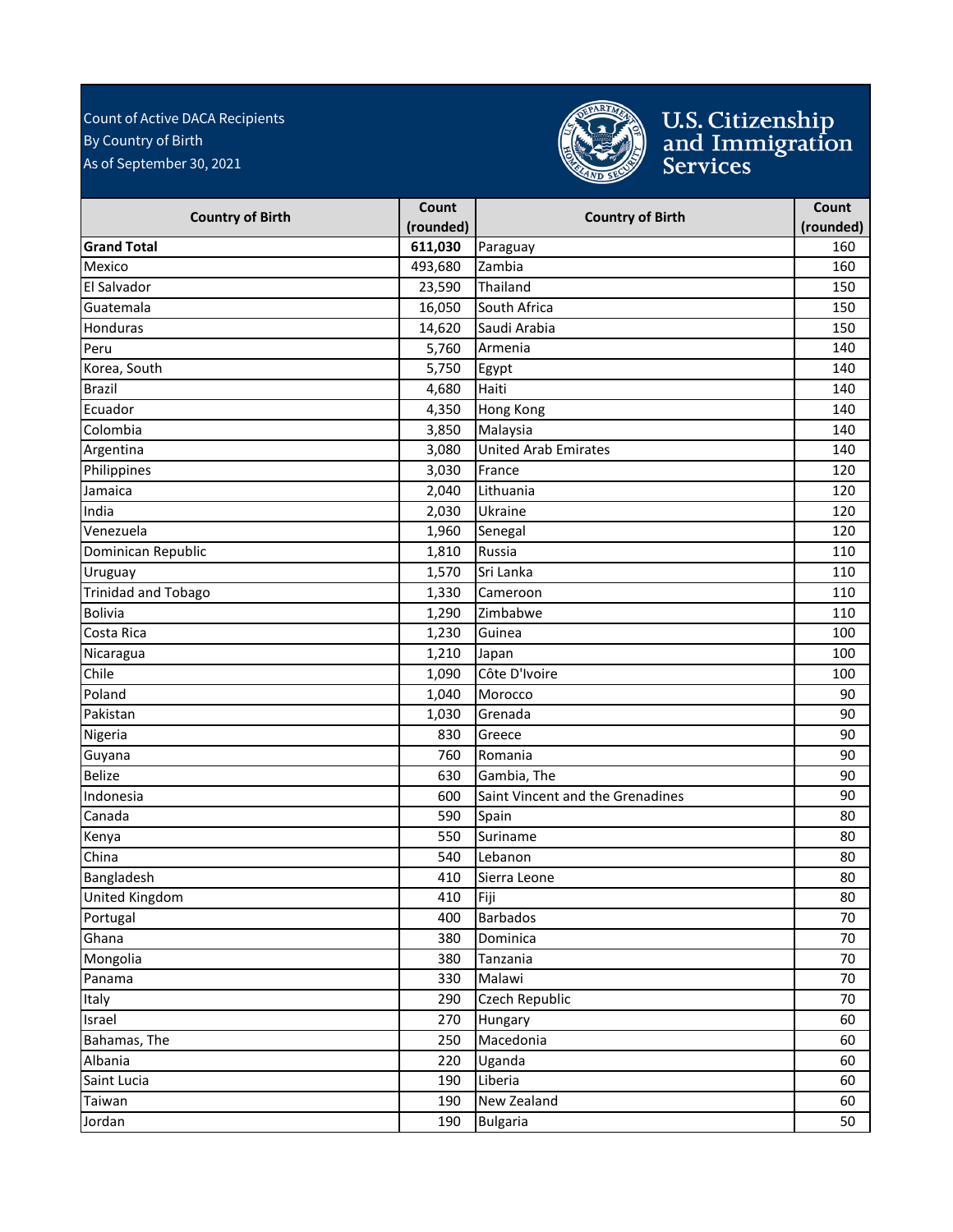Count of Active DACA Recipients
By Country of Birth
As of September 30, 2021

U.S. Citizenship and Immigration Services

| Country of Birth | Count (rounded) | Country of Birth | Count (rounded) |
|---|---|---|---|
| **Grand Total** | **611,030** | Paraguay | 160 |
| Mexico | 493,680 | Zambia | 160 |
| El Salvador | 23,590 | Thailand | 150 |
| Guatemala | 16,050 | South Africa | 150 |
| Honduras | 14,620 | Saudi Arabia | 150 |
| Peru | 5,760 | Armenia | 140 |
| Korea, South | 5,750 | Egypt | 140 |
| Brazil | 4,680 | Haiti | 140 |
| Ecuador | 4,350 | Hong Kong | 140 |
| Colombia | 3,850 | Malaysia | 140 |
| Argentina | 3,080 | United Arab Emirates | 140 |
| Philippines | 3,030 | France | 120 |
| Jamaica | 2,040 | Lithuania | 120 |
| India | 2,030 | Ukraine | 120 |
| Venezuela | 1,960 | Senegal | 120 |
| Dominican Republic | 1,810 | Russia | 110 |
| Uruguay | 1,570 | Sri Lanka | 110 |
| Trinidad and Tobago | 1,330 | Cameroon | 110 |
| Bolivia | 1,290 | Zimbabwe | 110 |
| Costa Rica | 1,230 | Guinea | 100 |
| Nicaragua | 1,210 | Japan | 100 |
| Chile | 1,090 | Côte D'Ivoire | 100 |
| Poland | 1,040 | Morocco | 90 |
| Pakistan | 1,030 | Grenada | 90 |
| Nigeria | 830 | Greece | 90 |
| Guyana | 760 | Romania | 90 |
| Belize | 630 | Gambia, The | 90 |
| Indonesia | 600 | Saint Vincent and the Grenadines | 90 |
| Canada | 590 | Spain | 80 |
| Kenya | 550 | Suriname | 80 |
| China | 540 | Lebanon | 80 |
| Bangladesh | 410 | Sierra Leone | 80 |
| United Kingdom | 410 | Fiji | 80 |
| Portugal | 400 | Barbados | 70 |
| Ghana | 380 | Dominica | 70 |
| Mongolia | 380 | Tanzania | 70 |
| Panama | 330 | Malawi | 70 |
| Italy | 290 | Czech Republic | 70 |
| Israel | 270 | Hungary | 60 |
| Bahamas, The | 250 | Macedonia | 60 |
| Albania | 220 | Uganda | 60 |
| Saint Lucia | 190 | Liberia | 60 |
| Taiwan | 190 | New Zealand | 60 |
| Jordan | 190 | Bulgaria | 50 |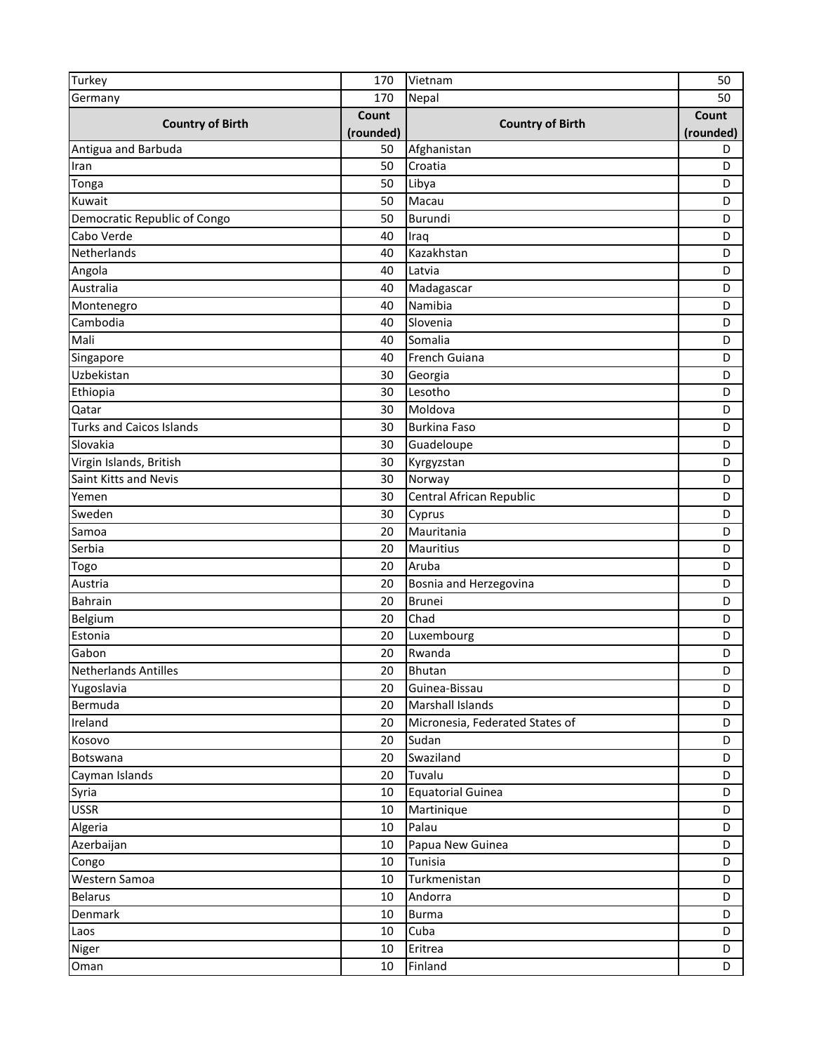| Country of Birth | Count (rounded) | Country of Birth | Count (rounded) |
|---|---|---|---|
| Turkey | 170 | Vietnam | 50 |
| Germany | 170 | Nepal | 50 |
| Antigua and Barbuda | 50 | Afghanistan | D |
| Iran | 50 | Croatia | D |
| Tonga | 50 | Libya | D |
| Kuwait | 50 | Macau | D |
| Democratic Republic of Congo | 50 | Burundi | D |
| Cabo Verde | 40 | Iraq | D |
| Netherlands | 40 | Kazakhstan | D |
| Angola | 40 | Latvia | D |
| Australia | 40 | Madagascar | D |
| Montenegro | 40 | Namibia | D |
| Cambodia | 40 | Slovenia | D |
| Mali | 40 | Somalia | D |
| Singapore | 40 | French Guiana | D |
| Uzbekistan | 30 | Georgia | D |
| Ethiopia | 30 | Lesotho | D |
| Qatar | 30 | Moldova | D |
| Turks and Caicos Islands | 30 | Burkina Faso | D |
| Slovakia | 30 | Guadeloupe | D |
| Virgin Islands, British | 30 | Kyrgyzstan | D |
| Saint Kitts and Nevis | 30 | Norway | D |
| Yemen | 30 | Central African Republic | D |
| Sweden | 30 | Cyprus | D |
| Samoa | 20 | Mauritania | D |
| Serbia | 20 | Mauritius | D |
| Togo | 20 | Aruba | D |
| Austria | 20 | Bosnia and Herzegovina | D |
| Bahrain | 20 | Brunei | D |
| Belgium | 20 | Chad | D |
| Estonia | 20 | Luxembourg | D |
| Gabon | 20 | Rwanda | D |
| Netherlands Antilles | 20 | Bhutan | D |
| Yugoslavia | 20 | Guinea-Bissau | D |
| Bermuda | 20 | Marshall Islands | D |
| Ireland | 20 | Micronesia, Federated States of | D |
| Kosovo | 20 | Sudan | D |
| Botswana | 20 | Swaziland | D |
| Cayman Islands | 20 | Tuvalu | D |
| Syria | 10 | Equatorial Guinea | D |
| USSR | 10 | Martinique | D |
| Algeria | 10 | Palau | D |
| Azerbaijan | 10 | Papua New Guinea | D |
| Congo | 10 | Tunisia | D |
| Western Samoa | 10 | Turkmenistan | D |
| Belarus | 10 | Andorra | D |
| Denmark | 10 | Burma | D |
| Laos | 10 | Cuba | D |
| Niger | 10 | Eritrea | D |
| Oman | 10 | Finland | D |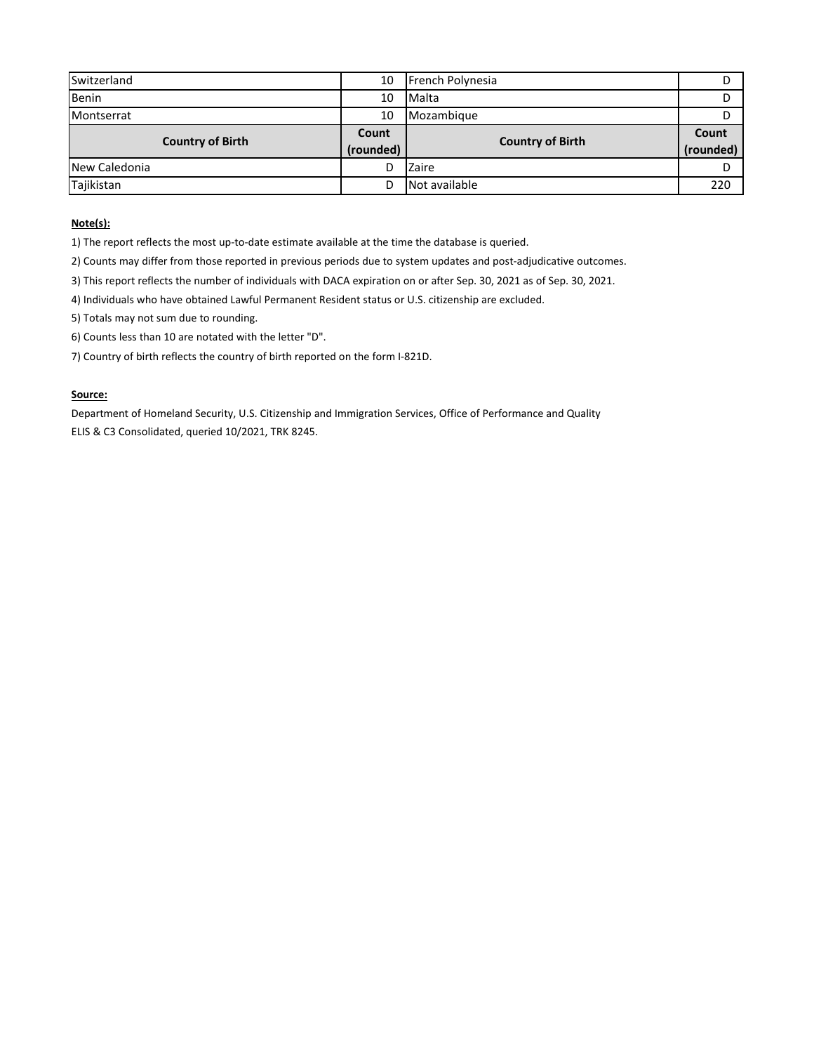| Country of Birth | Count (rounded) | Country of Birth | Count (rounded) |
|---|---|---|---|
| Switzerland | 10 | French Polynesia | D |
| Benin | 10 | Malta | D |
| Montserrat | 10 | Mozambique | D |
| New Caledonia | D | Zaire | D |
| Tajikistan | D | Not available | 220 |

**Note(s):**

1) The report reflects the most up-to-date estimate available at the time the database is queried.

2) Counts may differ from those reported in previous periods due to system updates and post-adjudicative outcomes.

3) This report reflects the number of individuals with DACA expiration on or after Sep. 30, 2021 as of Sep. 30, 2021.

4) Individuals who have obtained Lawful Permanent Resident status or U.S. citizenship are excluded.

5) Totals may not sum due to rounding.

6) Counts less than 10 are notated with the letter "D".

7) Country of birth reflects the country of birth reported on the form I-821D.

**Source:**

Department of Homeland Security, U.S. Citizenship and Immigration Services, Office of Performance and Quality
ELIS & C3 Consolidated, queried 10/2021, TRK 8245.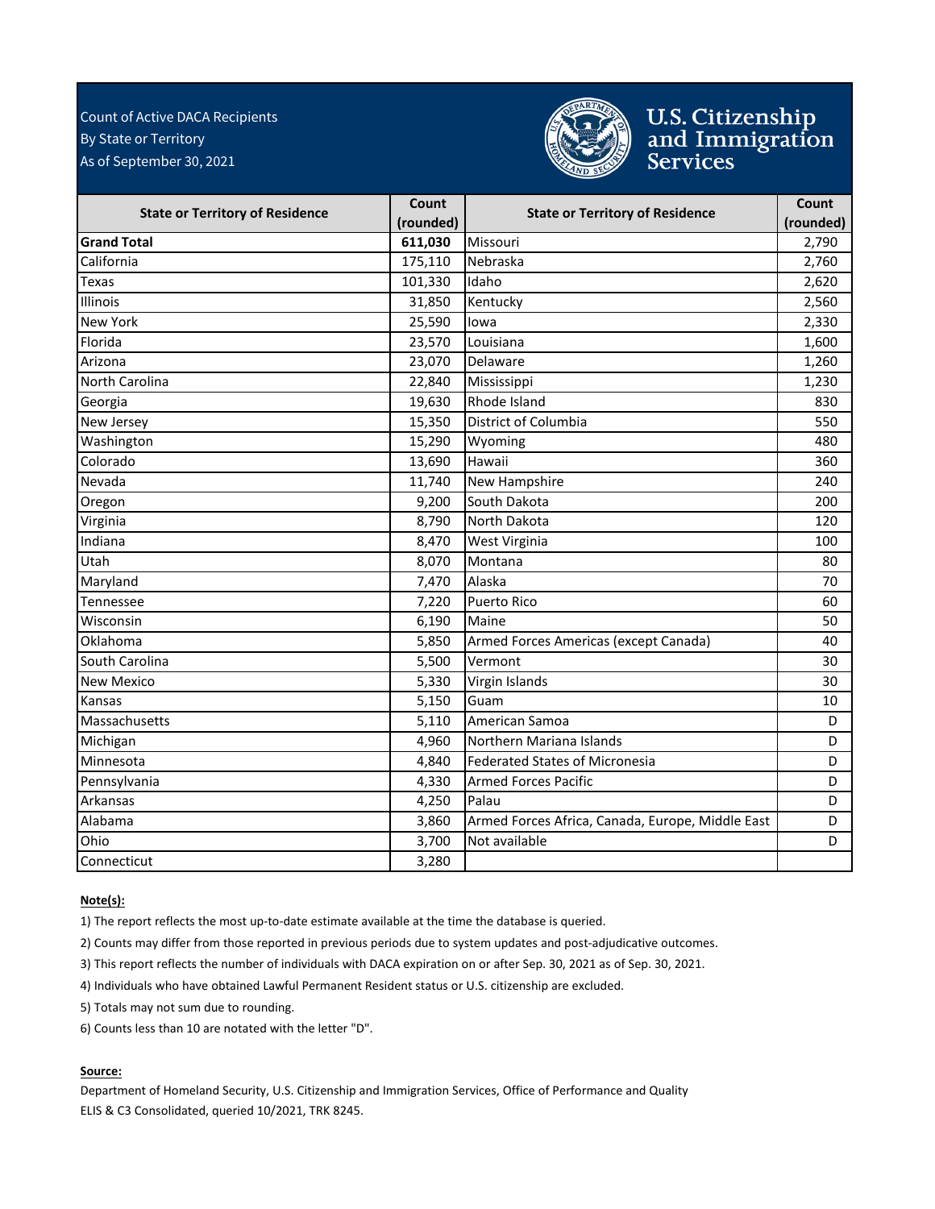Count of Active DACA Recipients
By State or Territory
As of September 30, 2021

U.S. Citizenship and Immigration Services

| State or Territory of Residence | Count (rounded) | State or Territory of Residence | Count (rounded) |
|---|---|---|---|
| **Grand Total** | **611,030** | Missouri | 2,790 |
| California | 175,110 | Nebraska | 2,760 |
| Texas | 101,330 | Idaho | 2,620 |
| Illinois | 31,850 | Kentucky | 2,560 |
| New York | 25,590 | Iowa | 2,330 |
| Florida | 23,570 | Louisiana | 1,600 |
| Arizona | 23,070 | Delaware | 1,260 |
| North Carolina | 22,840 | Mississippi | 1,230 |
| Georgia | 19,630 | Rhode Island | 830 |
| New Jersey | 15,350 | District of Columbia | 550 |
| Washington | 15,290 | Wyoming | 480 |
| Colorado | 13,690 | Hawaii | 360 |
| Nevada | 11,740 | New Hampshire | 240 |
| Oregon | 9,200 | South Dakota | 200 |
| Virginia | 8,790 | North Dakota | 120 |
| Indiana | 8,470 | West Virginia | 100 |
| Utah | 8,070 | Montana | 80 |
| Maryland | 7,470 | Alaska | 70 |
| Tennessee | 7,220 | Puerto Rico | 60 |
| Wisconsin | 6,190 | Maine | 50 |
| Oklahoma | 5,850 | Armed Forces Americas (except Canada) | 40 |
| South Carolina | 5,500 | Vermont | 30 |
| New Mexico | 5,330 | Virgin Islands | 30 |
| Kansas | 5,150 | Guam | 10 |
| Massachusetts | 5,110 | American Samoa | D |
| Michigan | 4,960 | Northern Mariana Islands | D |
| Minnesota | 4,840 | Federated States of Micronesia | D |
| Pennsylvania | 4,330 | Armed Forces Pacific | D |
| Arkansas | 4,250 | Palau | D |
| Alabama | 3,860 | Armed Forces Africa, Canada, Europe, Middle East | D |
| Ohio | 3,700 | Not available | D |
| Connecticut | 3,280 | | |

**Note(s):**

1) The report reflects the most up-to-date estimate available at the time the database is queried.

2) Counts may differ from those reported in previous periods due to system updates and post-adjudicative outcomes.

3) This report reflects the number of individuals with DACA expiration on or after Sep. 30, 2021 as of Sep. 30, 2021.

4) Individuals who have obtained Lawful Permanent Resident status or U.S. citizenship are excluded.

5) Totals may not sum due to rounding.

6) Counts less than 10 are notated with the letter "D".

**Source:**

Department of Homeland Security, U.S. Citizenship and Immigration Services, Office of Performance and Quality
ELIS & C3 Consolidated, queried 10/2021, TRK 8245.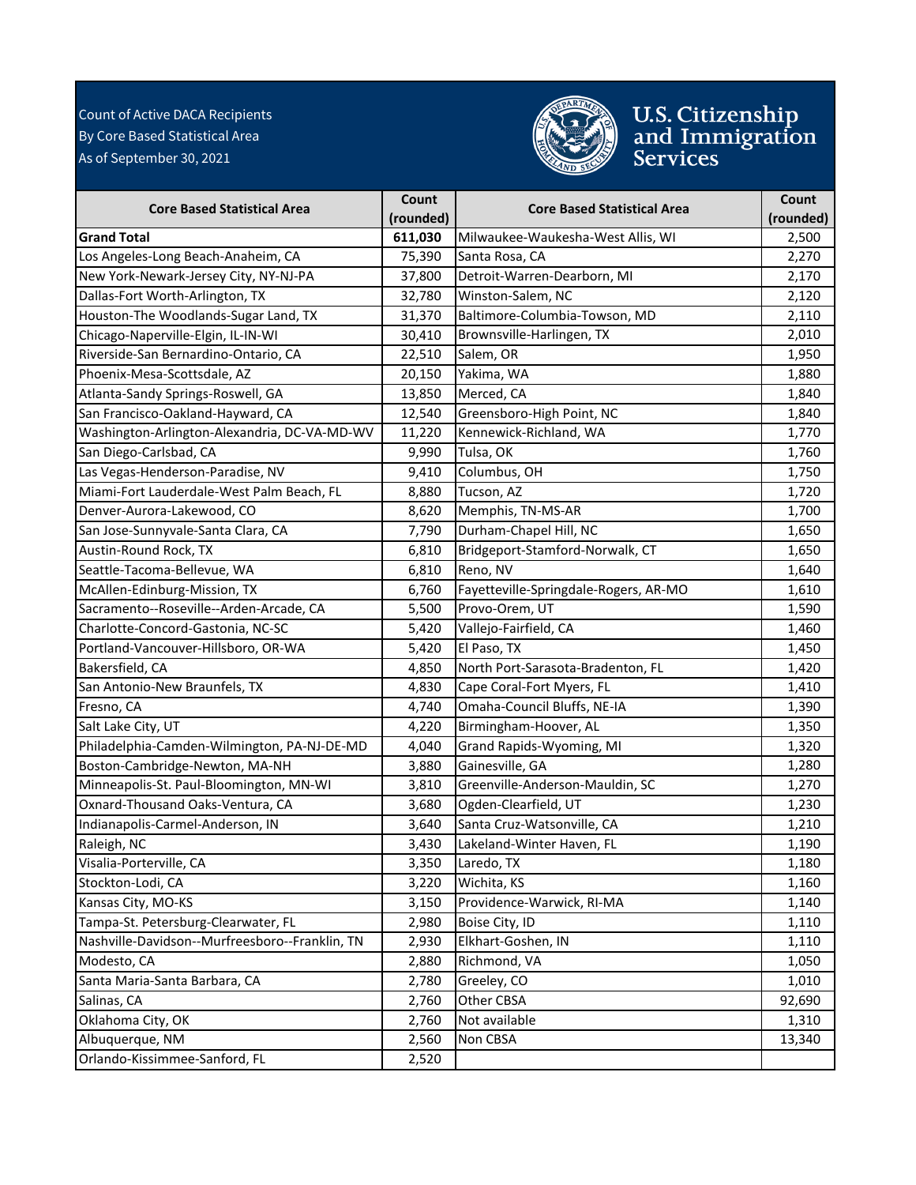Count of Active DACA Recipients
By Core Based Statistical Area
As of September 30, 2021

U.S. Citizenship and Immigration Services

| Core Based Statistical Area | Count (rounded) | Core Based Statistical Area | Count (rounded) |
|---|---|---|---|
| **Grand Total** | **611,030** | Milwaukee-Waukesha-West Allis, WI | 2,500 |
| Los Angeles-Long Beach-Anaheim, CA | 75,390 | Santa Rosa, CA | 2,270 |
| New York-Newark-Jersey City, NY-NJ-PA | 37,800 | Detroit-Warren-Dearborn, MI | 2,170 |
| Dallas-Fort Worth-Arlington, TX | 32,780 | Winston-Salem, NC | 2,120 |
| Houston-The Woodlands-Sugar Land, TX | 31,370 | Baltimore-Columbia-Towson, MD | 2,110 |
| Chicago-Naperville-Elgin, IL-IN-WI | 30,410 | Brownsville-Harlingen, TX | 2,010 |
| Riverside-San Bernardino-Ontario, CA | 22,510 | Salem, OR | 1,950 |
| Phoenix-Mesa-Scottsdale, AZ | 20,150 | Yakima, WA | 1,880 |
| Atlanta-Sandy Springs-Roswell, GA | 13,850 | Merced, CA | 1,840 |
| San Francisco-Oakland-Hayward, CA | 12,540 | Greensboro-High Point, NC | 1,840 |
| Washington-Arlington-Alexandria, DC-VA-MD-WV | 11,220 | Kennewick-Richland, WA | 1,770 |
| San Diego-Carlsbad, CA | 9,990 | Tulsa, OK | 1,760 |
| Las Vegas-Henderson-Paradise, NV | 9,410 | Columbus, OH | 1,750 |
| Miami-Fort Lauderdale-West Palm Beach, FL | 8,880 | Tucson, AZ | 1,720 |
| Denver-Aurora-Lakewood, CO | 8,620 | Memphis, TN-MS-AR | 1,700 |
| San Jose-Sunnyvale-Santa Clara, CA | 7,790 | Durham-Chapel Hill, NC | 1,650 |
| Austin-Round Rock, TX | 6,810 | Bridgeport-Stamford-Norwalk, CT | 1,650 |
| Seattle-Tacoma-Bellevue, WA | 6,810 | Reno, NV | 1,640 |
| McAllen-Edinburg-Mission, TX | 6,760 | Fayetteville-Springdale-Rogers, AR-MO | 1,610 |
| Sacramento--Roseville--Arden-Arcade, CA | 5,500 | Provo-Orem, UT | 1,590 |
| Charlotte-Concord-Gastonia, NC-SC | 5,420 | Vallejo-Fairfield, CA | 1,460 |
| Portland-Vancouver-Hillsboro, OR-WA | 5,420 | El Paso, TX | 1,450 |
| Bakersfield, CA | 4,850 | North Port-Sarasota-Bradenton, FL | 1,420 |
| San Antonio-New Braunfels, TX | 4,830 | Cape Coral-Fort Myers, FL | 1,410 |
| Fresno, CA | 4,740 | Omaha-Council Bluffs, NE-IA | 1,390 |
| Salt Lake City, UT | 4,220 | Birmingham-Hoover, AL | 1,350 |
| Philadelphia-Camden-Wilmington, PA-NJ-DE-MD | 4,040 | Grand Rapids-Wyoming, MI | 1,320 |
| Boston-Cambridge-Newton, MA-NH | 3,880 | Gainesville, GA | 1,280 |
| Minneapolis-St. Paul-Bloomington, MN-WI | 3,810 | Greenville-Anderson-Mauldin, SC | 1,270 |
| Oxnard-Thousand Oaks-Ventura, CA | 3,680 | Ogden-Clearfield, UT | 1,230 |
| Indianapolis-Carmel-Anderson, IN | 3,640 | Santa Cruz-Watsonville, CA | 1,210 |
| Raleigh, NC | 3,430 | Lakeland-Winter Haven, FL | 1,190 |
| Visalia-Porterville, CA | 3,350 | Laredo, TX | 1,180 |
| Stockton-Lodi, CA | 3,220 | Wichita, KS | 1,160 |
| Kansas City, MO-KS | 3,150 | Providence-Warwick, RI-MA | 1,140 |
| Tampa-St. Petersburg-Clearwater, FL | 2,980 | Boise City, ID | 1,110 |
| Nashville-Davidson--Murfreesboro--Franklin, TN | 2,930 | Elkhart-Goshen, IN | 1,110 |
| Modesto, CA | 2,880 | Richmond, VA | 1,050 |
| Santa Maria-Santa Barbara, CA | 2,780 | Greeley, CO | 1,010 |
| Salinas, CA | 2,760 | Other CBSA | 92,690 |
| Oklahoma City, OK | 2,760 | Not available | 1,310 |
| Albuquerque, NM | 2,560 | Non CBSA | 13,340 |
| Orlando-Kissimmee-Sanford, FL | 2,520 | | |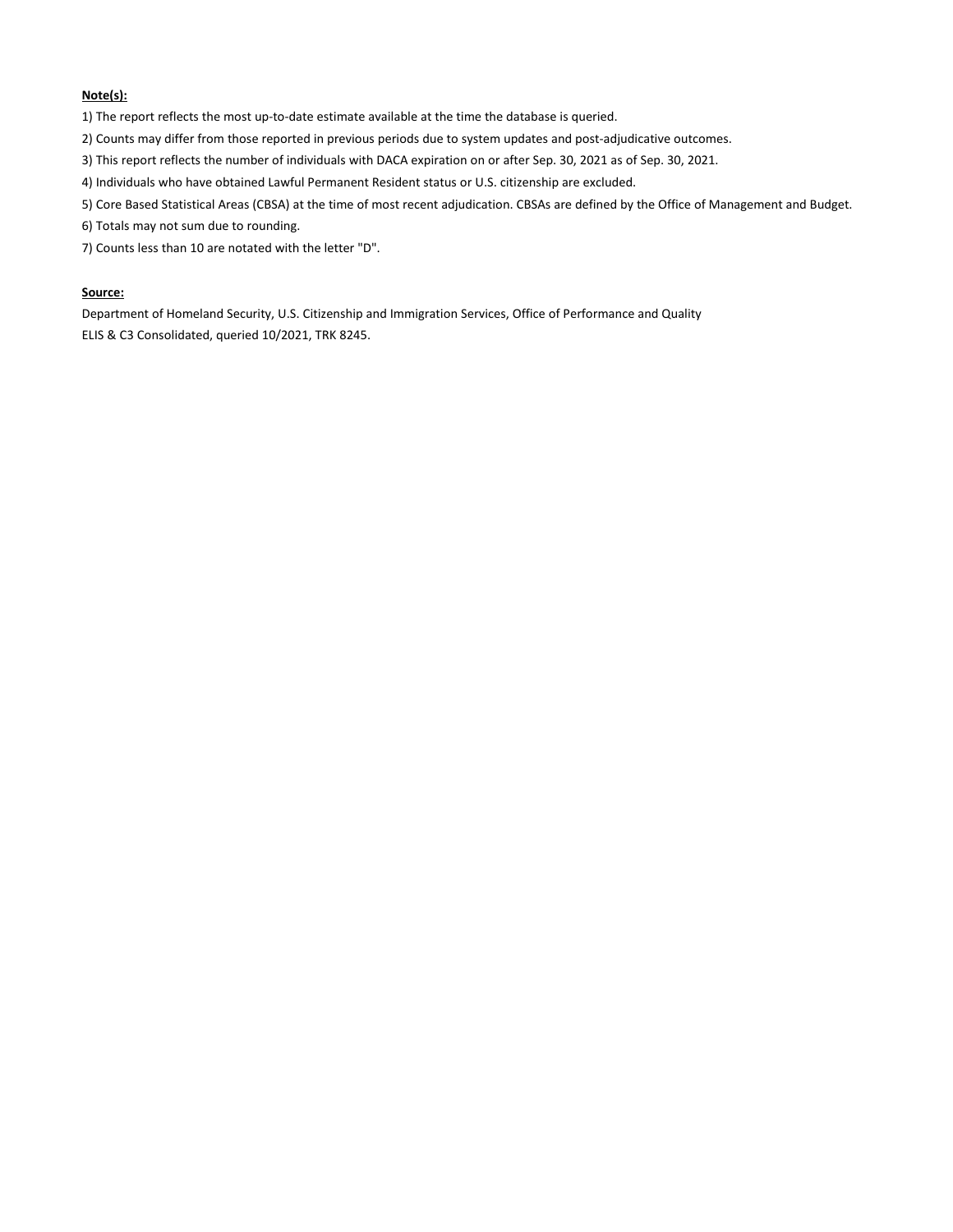**Note(s):**

1) The report reflects the most up-to-date estimate available at the time the database is queried.

2) Counts may differ from those reported in previous periods due to system updates and post-adjudicative outcomes.

3) This report reflects the number of individuals with DACA expiration on or after Sep. 30, 2021 as of Sep. 30, 2021.

4) Individuals who have obtained Lawful Permanent Resident status or U.S. citizenship are excluded.

5) Core Based Statistical Areas (CBSA) at the time of most recent adjudication. CBSAs are defined by the Office of Management and Budget.

6) Totals may not sum due to rounding.

7) Counts less than 10 are notated with the letter "D".

**Source:**

Department of Homeland Security, U.S. Citizenship and Immigration Services, Office of Performance and Quality
ELIS & C3 Consolidated, queried 10/2021, TRK 8245.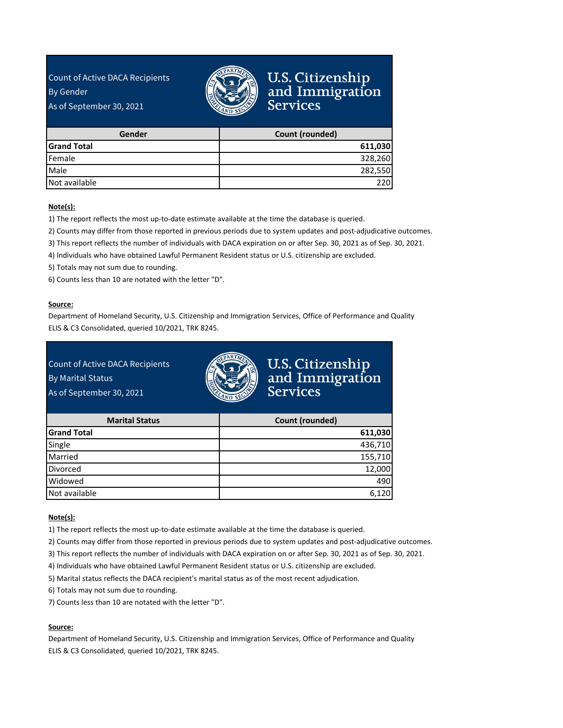Count of Active DACA Recipients
By Gender
As of September 30, 2021

U.S. Citizenship and Immigration Services

| Gender | Count (rounded) |
|---|---|
| **Grand Total** | **611,030** |
| Female | 328,260 |
| Male | 282,550 |
| Not available | 220 |

**Note(s):**

1) The report reflects the most up-to-date estimate available at the time the database is queried.
2) Counts may differ from those reported in previous periods due to system updates and post-adjudicative outcomes.
3) This report reflects the number of individuals with DACA expiration on or after Sep. 30, 2021 as of Sep. 30, 2021.
4) Individuals who have obtained Lawful Permanent Resident status or U.S. citizenship are excluded.
5) Totals may not sum due to rounding.
6) Counts less than 10 are notated with the letter "D".

**Source:**

Department of Homeland Security, U.S. Citizenship and Immigration Services, Office of Performance and Quality
ELIS & C3 Consolidated, queried 10/2021, TRK 8245.

Count of Active DACA Recipients
By Marital Status
As of September 30, 2021

U.S. Citizenship and Immigration Services

| Marital Status | Count (rounded) |
|---|---|
| **Grand Total** | **611,030** |
| Single | 436,710 |
| Married | 155,710 |
| Divorced | 12,000 |
| Widowed | 490 |
| Not available | 6,120 |

**Note(s):**

1) The report reflects the most up-to-date estimate available at the time the database is queried.
2) Counts may differ from those reported in previous periods due to system updates and post-adjudicative outcomes.
3) This report reflects the number of individuals with DACA expiration on or after Sep. 30, 2021 as of Sep. 30, 2021.
4) Individuals who have obtained Lawful Permanent Resident status or U.S. citizenship are excluded.
5) Marital status reflects the DACA recipient's marital status as of the most recent adjudication.
6) Totals may not sum due to rounding.
7) Counts less than 10 are notated with the letter "D".

**Source:**

Department of Homeland Security, U.S. Citizenship and Immigration Services, Office of Performance and Quality
ELIS & C3 Consolidated, queried 10/2021, TRK 8245.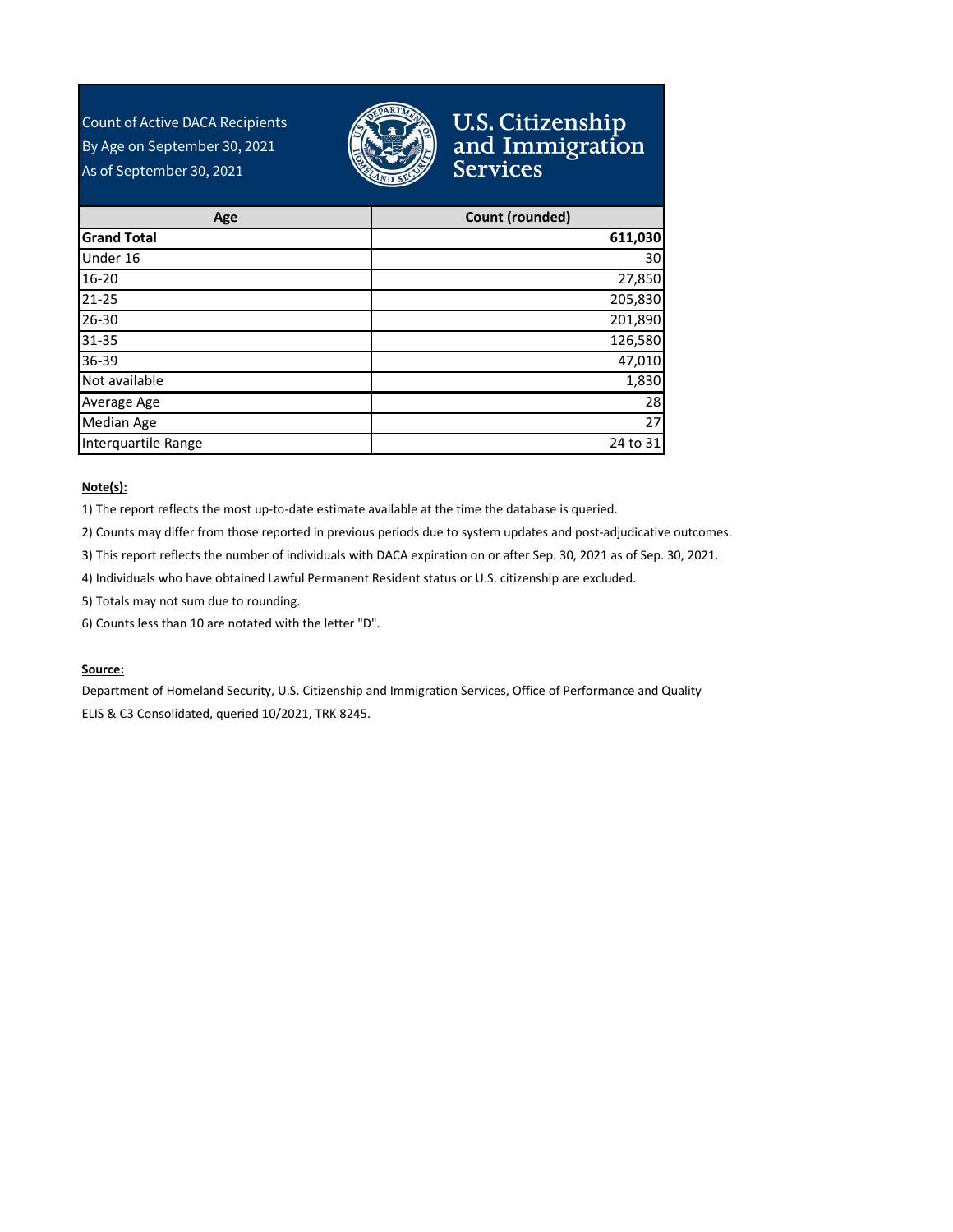Count of Active DACA Recipients
By Age on September 30, 2021
As of September 30, 2021

U.S. Citizenship and Immigration Services

| Age | Count (rounded) |
|---|---|
| **Grand Total** | **611,030** |
| Under 16 | 30 |
| 16-20 | 27,850 |
| 21-25 | 205,830 |
| 26-30 | 201,890 |
| 31-35 | 126,580 |
| 36-39 | 47,010 |
| Not available | 1,830 |
| Average Age | 28 |
| Median Age | 27 |
| Interquartile Range | 24 to 31 |

**Note(s):**

1) The report reflects the most up-to-date estimate available at the time the database is queried.

2) Counts may differ from those reported in previous periods due to system updates and post-adjudicative outcomes.

3) This report reflects the number of individuals with DACA expiration on or after Sep. 30, 2021 as of Sep. 30, 2021.

4) Individuals who have obtained Lawful Permanent Resident status or U.S. citizenship are excluded.

5) Totals may not sum due to rounding.

6) Counts less than 10 are notated with the letter "D".

**Source:**

Department of Homeland Security, U.S. Citizenship and Immigration Services, Office of Performance and Quality
ELIS & C3 Consolidated, queried 10/2021, TRK 8245.